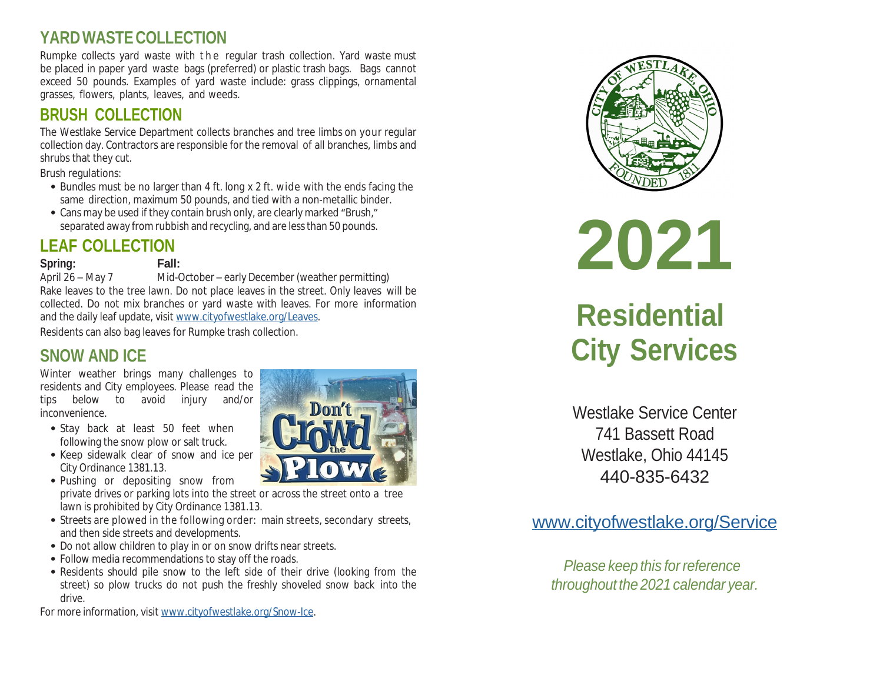## YARD WASTE COLLECTION

Rumpke collects yard waste with the regular trash collection. Yard waste must be placed in paper yard waste bags (preferred) or plastic trash bags. Bags cannot exceed 50 pounds. Examples of yard waste include: grass clippings, ornamental grasses, flowers, plants, leaves, and weeds.

## BRUSH COLLECTION

The Westlake Service Department collects branches and tree limbs on your regular collection day. Contractors are responsible for the removal of all branches, limbs and shrubs that they cut.

Brush regulations:

- Bundles must be no larger than 4 ft. long x 2 ft. wide with the ends facing the same direction, maximum 50 pounds, and tied with a non-metallic binder.
- Cans may be used if they contain brush only, are clearly marked "Brush," separated away from rubbish and recycling, and are less than 50 pounds.

## LEAF COLLECTION

**Spring:** April 26 – May 7

**Fall:** Mid-October – early December (weather permitting)

Rake leaves to the tree lawn. Do not place leaves in the street. Only leaves will be collected. Do not mix branches or yard waste with leaves. For more information and the daily leaf update, visit www.cityofwestlake.org/Leaves.

Residents can also bag leaves for Rumpke trash collection.

## SNOW AND ICE

Winter weather brings many challenges to residents and City employees. Please read the tips below to avoid injury and/or inconvenience.

- Stay back at least 50 feet when following the snow plow or salt truck.
- Keep sidewalk clear of snow and ice per City Ordinance 1381.13.
- Pushing or depositing snow from private drives or parking lots into the street or across the street onto a tree lawn is prohibited by City Ordinance 1381.13.
- Streets are plowed in the following order: main streets, secondary streets, and then side streets and developments.
- Do not allow children to play in or on snow drifts near streets.
- Follow media recommendations to stay off the roads.
- Residents should pile snow to the left side of their drive (looking from the street) so plow trucks do not push the freshly shoveled snow back into the drive.

For more information, visit www.cityofwestlake.org/Snow-Ice.

# 2021

# Residential City Services

Westlake Service Center
741 Bassett Road
Westlake, Ohio 44145
440-835-6432

www.cityofwestlake.org/Service

*Please keep this for reference throughout the 2021 calendar year.*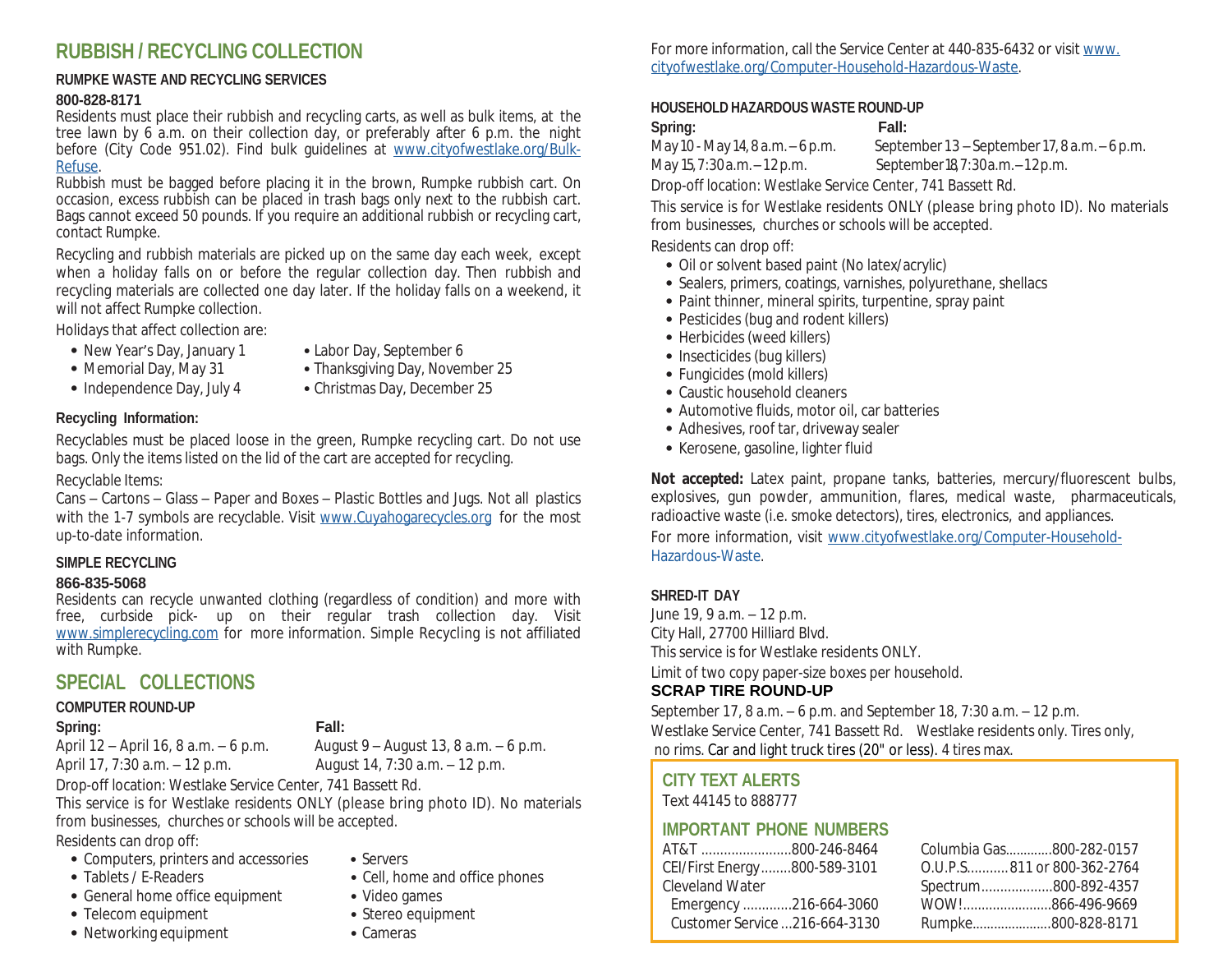## RUBBISH / RECYCLING COLLECTION

### RUMPKE WASTE AND RECYCLING SERVICES

**800-828-8171**

Residents must place their rubbish and recycling carts, as well as bulk items, at the tree lawn by 6 a.m. on their collection day, or preferably after 6 p.m. the night before (City Code 951.02). Find bulk guidelines at www.cityofwestlake.org/Bulk-Refuse.

Rubbish must be bagged before placing it in the brown, Rumpke rubbish cart. On occasion, excess rubbish can be placed in trash bags only next to the rubbish cart. Bags cannot exceed 50 pounds. If you require an additional rubbish or recycling cart, contact Rumpke.

Recycling and rubbish materials are picked up on the same day each week, except when a holiday falls on or before the regular collection day. Then rubbish and recycling materials are collected one day later. If the holiday falls on a weekend, it will not affect Rumpke collection.

Holidays that affect collection are:

- New Year's Day, January 1
- Memorial Day, May 31
- Independence Day, July 4
- Labor Day, September 6
- Thanksgiving Day, November 25
- Christmas Day, December 25

**Recycling Information:**

Recyclables must be placed loose in the green, Rumpke recycling cart. Do not use bags. Only the items listed on the lid of the cart are accepted for recycling.

Recyclable Items:

Cans – Cartons – Glass – Paper and Boxes – Plastic Bottles and Jugs. Not all plastics with the 1-7 symbols are recyclable. Visit www.Cuyahogarecycles.org for the most up-to-date information.

### SIMPLE RECYCLING

**866-835-5068**

Residents can recycle unwanted clothing (regardless of condition) and more with free, curbside pick- up on their regular trash collection day. Visit www.simplerecycling.com for more information. Simple Recycling is not affiliated with Rumpke.

## SPECIAL COLLECTIONS

### COMPUTER ROUND-UP

| Spring: | Fall: |
|---|---|
| April 12 – April 16, 8 a.m. – 6 p.m. | August 9 – August 13, 8 a.m. – 6 p.m. |
| April 17, 7:30 a.m. – 12 p.m. | August 14, 7:30 a.m. – 12 p.m. |

Drop-off location: Westlake Service Center, 741 Bassett Rd.

This service is for Westlake residents ONLY (please bring photo ID). No materials from businesses, churches or schools will be accepted.

Residents can drop off:

- Computers, printers and accessories
- Tablets / E-Readers
- General home office equipment
- Telecom equipment
- Networking equipment
- Servers
- Cell, home and office phones
- Video games
- Stereo equipment
- Cameras

For more information, call the Service Center at 440-835-6432 or visit www.cityofwestlake.org/Computer-Household-Hazardous-Waste.

### HOUSEHOLD HAZARDOUS WASTE ROUND-UP

| Spring: | Fall: |
|---|---|
| May 10 - May 14, 8 a.m. – 6 p.m. | September 13 – September 17, 8 a.m. – 6 p.m. |
| May 15, 7:30 a.m. – 12 p.m. | September 18, 7:30 a.m. – 12 p.m. |

Drop-off location: Westlake Service Center, 741 Bassett Rd.

This service is for Westlake residents ONLY (please bring photo ID). No materials from businesses, churches or schools will be accepted.

Residents can drop off:

- Oil or solvent based paint (No latex/acrylic)
- Sealers, primers, coatings, varnishes, polyurethane, shellacs
- Paint thinner, mineral spirits, turpentine, spray paint
- Pesticides (bug and rodent killers)
- Herbicides (weed killers)
- Insecticides (bug killers)
- Fungicides (mold killers)
- Caustic household cleaners
- Automotive fluids, motor oil, car batteries
- Adhesives, roof tar, driveway sealer
- Kerosene, gasoline, lighter fluid

**Not accepted:** Latex paint, propane tanks, batteries, mercury/fluorescent bulbs, explosives, gun powder, ammunition, flares, medical waste, pharmaceuticals, radioactive waste (i.e. smoke detectors), tires, electronics, and appliances.

For more information, visit www.cityofwestlake.org/Computer-Household-Hazardous-Waste.

### SHRED-IT DAY

June 19, 9 a.m. – 12 p.m.

City Hall, 27700 Hilliard Blvd.

This service is for Westlake residents ONLY.

Limit of two copy paper-size boxes per household.

### SCRAP TIRE ROUND-UP

September 17, 8 a.m. – 6 p.m. and September 18, 7:30 a.m. – 12 p.m.

Westlake Service Center, 741 Bassett Rd. Westlake residents only. Tires only, no rims. Car and light truck tires (20" or less). 4 tires max.

## CITY TEXT ALERTS

Text 44145 to 888777

## IMPORTANT PHONE NUMBERS

| | |
|---|---|
| AT&T | 800-246-8464 |
| CEI/First Energy | 800-589-3101 |
| Cleveland Water | |
| Emergency | 216-664-3060 |
| Customer Service | 216-664-3130 |
| Columbia Gas | 800-282-0157 |
| O.U.P.S. | 811 or 800-362-2764 |
| Spectrum | 800-892-4357 |
| WOW! | 866-496-9669 |
| Rumpke | 800-828-8171 |